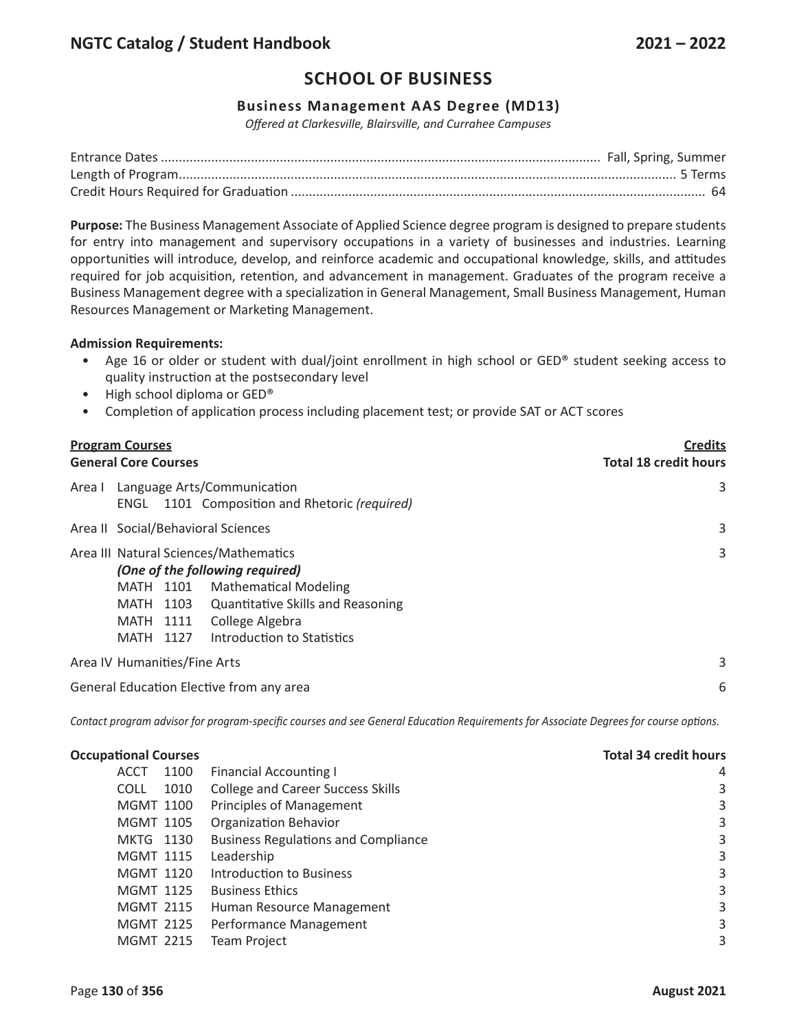# SCHOOL OF BUSINESS

## Business Management AAS Degree (MD13)

*Offered at Clarkesville, Blairsville, and Currahee Campuses*

| | |
|---|---|
| Entrance Dates | Fall, Spring, Summer |
| Length of Program | 5 Terms |
| Credit Hours Required for Graduation | 64 |

**Purpose:** The Business Management Associate of Applied Science degree program is designed to prepare students for entry into management and supervisory occupations in a variety of businesses and industries. Learning opportunities will introduce, develop, and reinforce academic and occupational knowledge, skills, and attitudes required for job acquisition, retention, and advancement in management. Graduates of the program receive a Business Management degree with a specialization in General Management, Small Business Management, Human Resources Management or Marketing Management.

**Admission Requirements:**

- Age 16 or older or student with dual/joint enrollment in high school or GED® student seeking access to quality instruction at the postsecondary level
- High school diploma or GED®
- Completion of application process including placement test; or provide SAT or ACT scores

| **Program Courses** | **Credits** |
|---|---|
| **General Core Courses** | **Total 18 credit hours** |
| Area I Language Arts/Communication<br>ENGL 1101 Composition and Rhetoric *(required)* | 3 |
| Area II Social/Behavioral Sciences | 3 |
| Area III Natural Sciences/Mathematics<br>***(One of the following required)***<br>MATH 1101 Mathematical Modeling<br>MATH 1103 Quantitative Skills and Reasoning<br>MATH 1111 College Algebra<br>MATH 1127 Introduction to Statistics | 3 |
| Area IV Humanities/Fine Arts | 3 |
| General Education Elective from any area | 6 |

*Contact program advisor for program-specific courses and see General Education Requirements for Associate Degrees for course options.*

| **Occupational Courses** | | **Total 34 credit hours** |
|---|---|---|
| ACCT 1100 | Financial Accounting I | 4 |
| COLL 1010 | College and Career Success Skills | 3 |
| MGMT 1100 | Principles of Management | 3 |
| MGMT 1105 | Organization Behavior | 3 |
| MKTG 1130 | Business Regulations and Compliance | 3 |
| MGMT 1115 | Leadership | 3 |
| MGMT 1120 | Introduction to Business | 3 |
| MGMT 1125 | Business Ethics | 3 |
| MGMT 2115 | Human Resource Management | 3 |
| MGMT 2125 | Performance Management | 3 |
| MGMT 2215 | Team Project | 3 |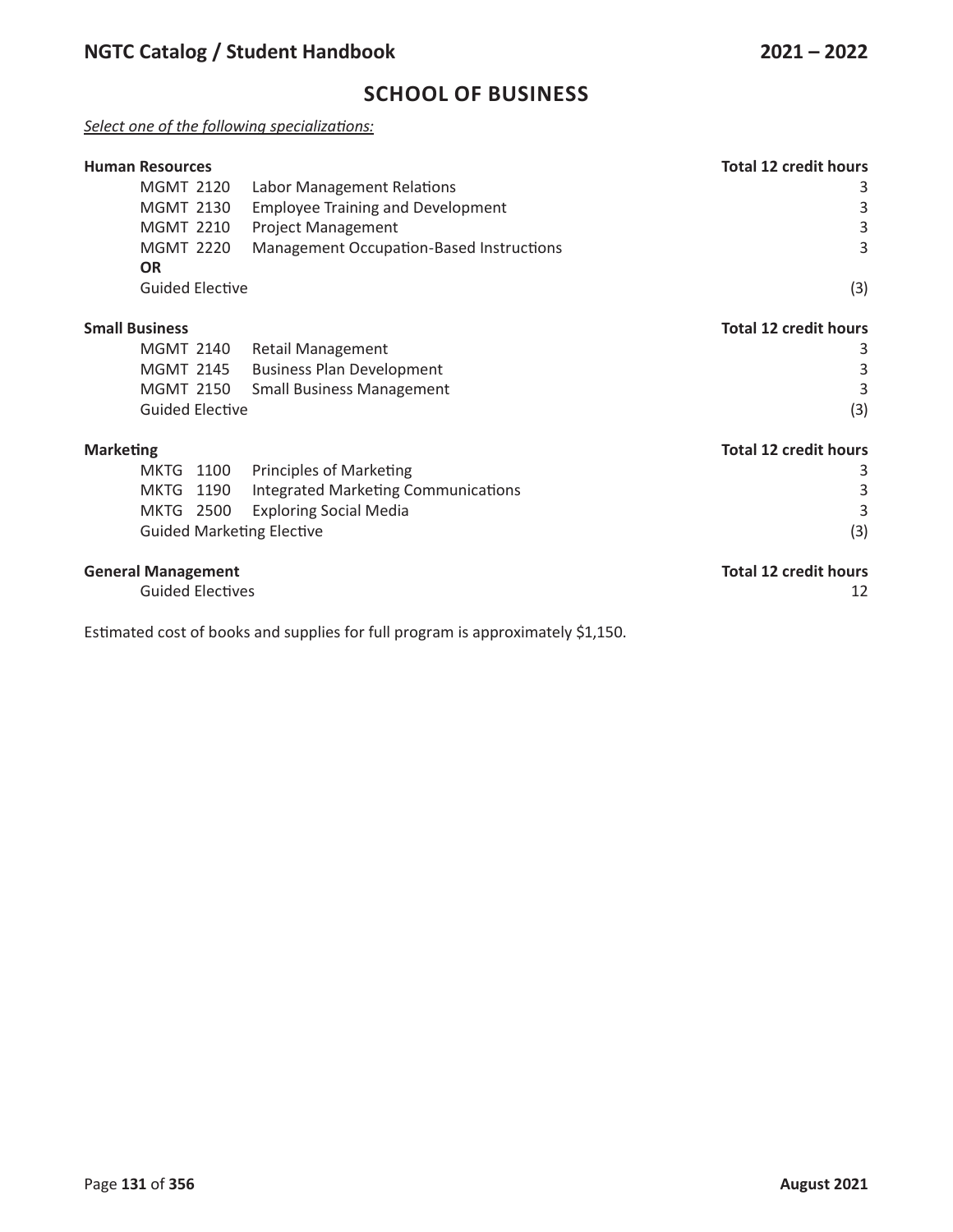## SCHOOL OF BUSINESS

*Select one of the following specializations:*

| **Human Resources** | | **Total 12 credit hours** |
|---|---|---|
| MGMT 2120 | Labor Management Relations | 3 |
| MGMT 2130 | Employee Training and Development | 3 |
| MGMT 2210 | Project Management | 3 |
| MGMT 2220 | Management Occupation-Based Instructions | 3 |
| **OR** | | |
| Guided Elective | | (3) |

| **Small Business** | | **Total 12 credit hours** |
|---|---|---|
| MGMT 2140 | Retail Management | 3 |
| MGMT 2145 | Business Plan Development | 3 |
| MGMT 2150 | Small Business Management | 3 |
| Guided Elective | | (3) |

| **Marketing** | | **Total 12 credit hours** |
|---|---|---|
| MKTG 1100 | Principles of Marketing | 3 |
| MKTG 1190 | Integrated Marketing Communications | 3 |
| MKTG 2500 | Exploring Social Media | 3 |
| Guided Marketing Elective | | (3) |

| **General Management** | | **Total 12 credit hours** |
|---|---|---|
| Guided Electives | | 12 |

Estimated cost of books and supplies for full program is approximately $1,150.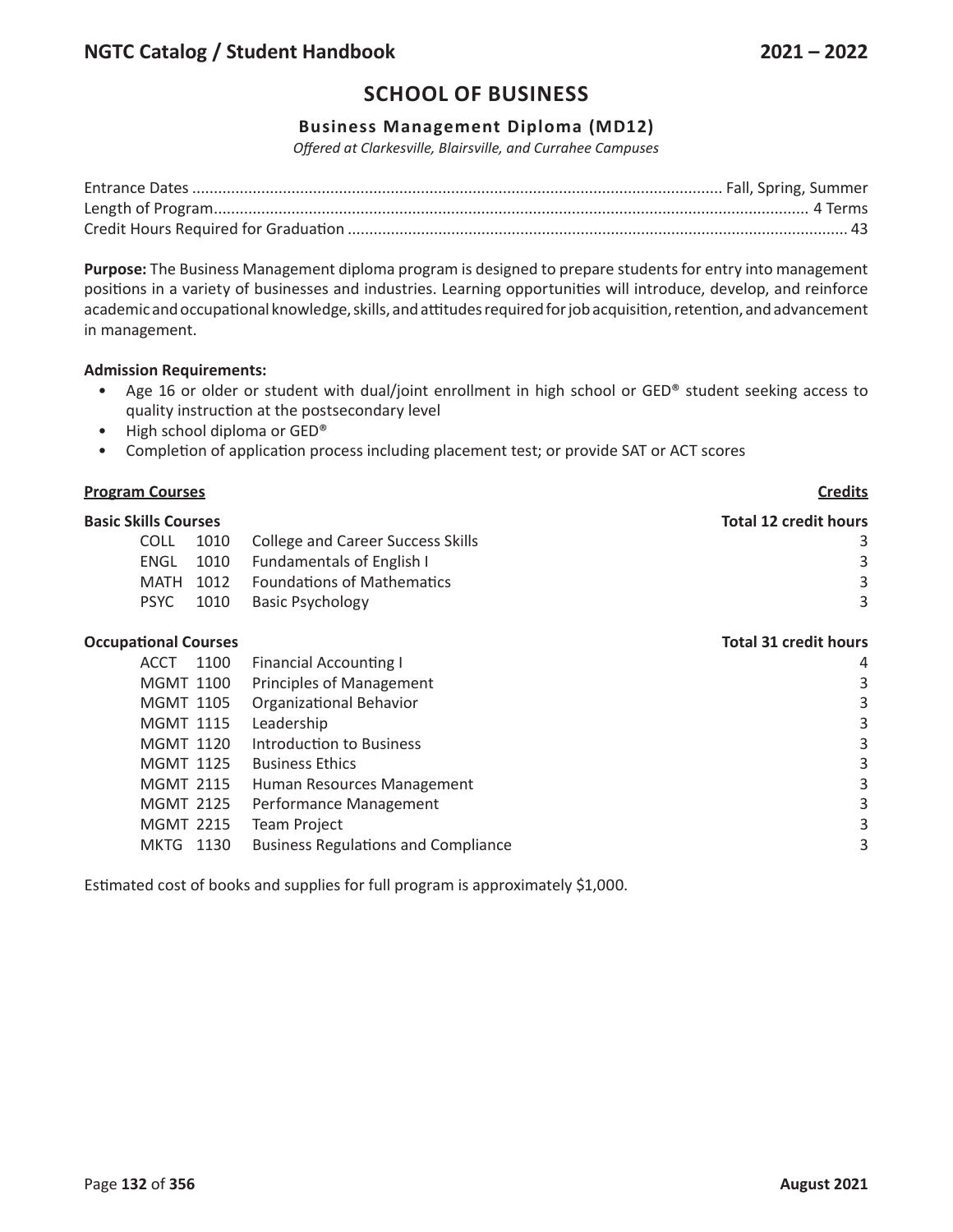# SCHOOL OF BUSINESS

## Business Management Diploma (MD12)

*Offered at Clarkesville, Blairsville, and Currahee Campuses*

Entrance Dates .......... Fall, Spring, Summer
Length of Program .......... 4 Terms
Credit Hours Required for Graduation .......... 43

**Purpose:** The Business Management diploma program is designed to prepare students for entry into management positions in a variety of businesses and industries. Learning opportunities will introduce, develop, and reinforce academic and occupational knowledge, skills, and attitudes required for job acquisition, retention, and advancement in management.

**Admission Requirements:**

- Age 16 or older or student with dual/joint enrollment in high school or GED® student seeking access to quality instruction at the postsecondary level
- High school diploma or GED®
- Completion of application process including placement test; or provide SAT or ACT scores

| **Program Courses** | | | **Credits** |
|---|---|---|---|
| **Basic Skills Courses** | | | **Total 12 credit hours** |
| COLL | 1010 | College and Career Success Skills | 3 |
| ENGL | 1010 | Fundamentals of English I | 3 |
| MATH | 1012 | Foundations of Mathematics | 3 |
| PSYC | 1010 | Basic Psychology | 3 |
| **Occupational Courses** | | | **Total 31 credit hours** |
| ACCT | 1100 | Financial Accounting I | 4 |
| MGMT | 1100 | Principles of Management | 3 |
| MGMT | 1105 | Organizational Behavior | 3 |
| MGMT | 1115 | Leadership | 3 |
| MGMT | 1120 | Introduction to Business | 3 |
| MGMT | 1125 | Business Ethics | 3 |
| MGMT | 2115 | Human Resources Management | 3 |
| MGMT | 2125 | Performance Management | 3 |
| MGMT | 2215 | Team Project | 3 |
| MKTG | 1130 | Business Regulations and Compliance | 3 |

Estimated cost of books and supplies for full program is approximately $1,000.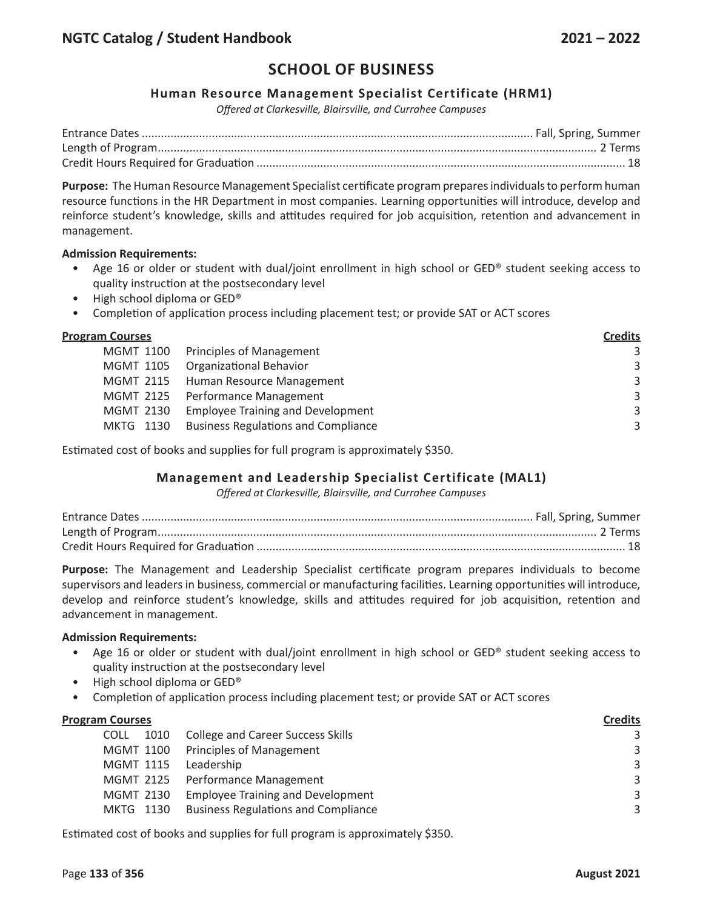# SCHOOL OF BUSINESS

## Human Resource Management Specialist Certificate (HRM1)

*Offered at Clarkesville, Blairsville, and Currahee Campuses*

Entrance Dates .......... Fall, Spring, Summer
Length of Program .......... 2 Terms
Credit Hours Required for Graduation .......... 18

**Purpose:** The Human Resource Management Specialist certificate program prepares individuals to perform human resource functions in the HR Department in most companies. Learning opportunities will introduce, develop and reinforce student's knowledge, skills and attitudes required for job acquisition, retention and advancement in management.

**Admission Requirements:**

- Age 16 or older or student with dual/joint enrollment in high school or GED® student seeking access to quality instruction at the postsecondary level
- High school diploma or GED®
- Completion of application process including placement test; or provide SAT or ACT scores

| **Program Courses** | | **Credits** |
|---|---|---|
| MGMT 1100 | Principles of Management | 3 |
| MGMT 1105 | Organizational Behavior | 3 |
| MGMT 2115 | Human Resource Management | 3 |
| MGMT 2125 | Performance Management | 3 |
| MGMT 2130 | Employee Training and Development | 3 |
| MKTG 1130 | Business Regulations and Compliance | 3 |

Estimated cost of books and supplies for full program is approximately $350.

## Management and Leadership Specialist Certificate (MAL1)

*Offered at Clarkesville, Blairsville, and Currahee Campuses*

Entrance Dates .......... Fall, Spring, Summer
Length of Program .......... 2 Terms
Credit Hours Required for Graduation .......... 18

**Purpose:** The Management and Leadership Specialist certificate program prepares individuals to become supervisors and leaders in business, commercial or manufacturing facilities. Learning opportunities will introduce, develop and reinforce student's knowledge, skills and attitudes required for job acquisition, retention and advancement in management.

**Admission Requirements:**

- Age 16 or older or student with dual/joint enrollment in high school or GED® student seeking access to quality instruction at the postsecondary level
- High school diploma or GED®
- Completion of application process including placement test; or provide SAT or ACT scores

| **Program Courses** | | **Credits** |
|---|---|---|
| COLL 1010 | College and Career Success Skills | 3 |
| MGMT 1100 | Principles of Management | 3 |
| MGMT 1115 | Leadership | 3 |
| MGMT 2125 | Performance Management | 3 |
| MGMT 2130 | Employee Training and Development | 3 |
| MKTG 1130 | Business Regulations and Compliance | 3 |

Estimated cost of books and supplies for full program is approximately $350.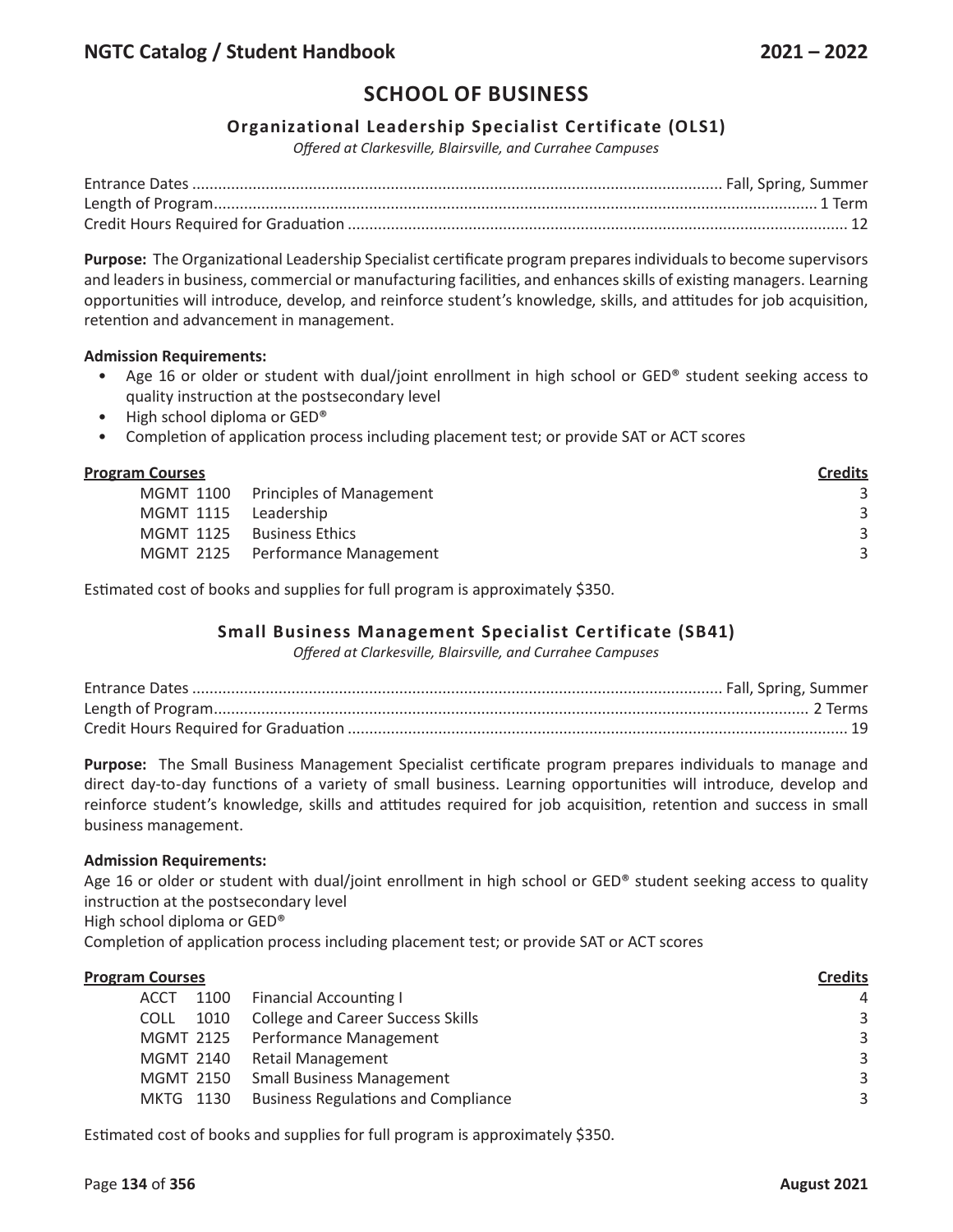# SCHOOL OF BUSINESS

## Organizational Leadership Specialist Certificate (OLS1)

*Offered at Clarkesville, Blairsville, and Currahee Campuses*

| | |
|---|---|
| Entrance Dates | Fall, Spring, Summer |
| Length of Program | 1 Term |
| Credit Hours Required for Graduation | 12 |

**Purpose:** The Organizational Leadership Specialist certificate program prepares individuals to become supervisors and leaders in business, commercial or manufacturing facilities, and enhances skills of existing managers. Learning opportunities will introduce, develop, and reinforce student's knowledge, skills, and attitudes for job acquisition, retention and advancement in management.

**Admission Requirements:**

- Age 16 or older or student with dual/joint enrollment in high school or GED® student seeking access to quality instruction at the postsecondary level
- High school diploma or GED®
- Completion of application process including placement test; or provide SAT or ACT scores

| Program Courses | | Credits |
|---|---|---|
| MGMT 1100 | Principles of Management | 3 |
| MGMT 1115 | Leadership | 3 |
| MGMT 1125 | Business Ethics | 3 |
| MGMT 2125 | Performance Management | 3 |

Estimated cost of books and supplies for full program is approximately $350.

## Small Business Management Specialist Certificate (SB41)

*Offered at Clarkesville, Blairsville, and Currahee Campuses*

| | |
|---|---|
| Entrance Dates | Fall, Spring, Summer |
| Length of Program | 2 Terms |
| Credit Hours Required for Graduation | 19 |

**Purpose:** The Small Business Management Specialist certificate program prepares individuals to manage and direct day-to-day functions of a variety of small business. Learning opportunities will introduce, develop and reinforce student's knowledge, skills and attitudes required for job acquisition, retention and success in small business management.

**Admission Requirements:**

Age 16 or older or student with dual/joint enrollment in high school or GED® student seeking access to quality instruction at the postsecondary level

High school diploma or GED®

Completion of application process including placement test; or provide SAT or ACT scores

| Program Courses | | Credits |
|---|---|---|
| ACCT 1100 | Financial Accounting I | 4 |
| COLL 1010 | College and Career Success Skills | 3 |
| MGMT 2125 | Performance Management | 3 |
| MGMT 2140 | Retail Management | 3 |
| MGMT 2150 | Small Business Management | 3 |
| MKTG 1130 | Business Regulations and Compliance | 3 |

Estimated cost of books and supplies for full program is approximately $350.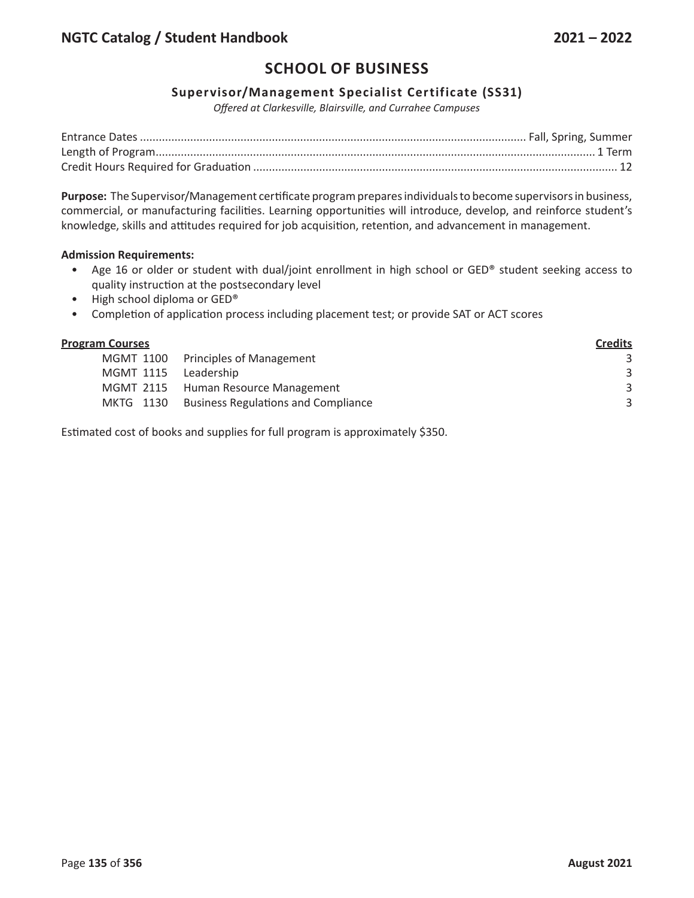## SCHOOL OF BUSINESS

### Supervisor/Management Specialist Certificate (SS31)

*Offered at Clarkesville, Blairsville, and Currahee Campuses*

Entrance Dates ........................................................ Fall, Spring, Summer
Length of Program ........................................................ 1 Term
Credit Hours Required for Graduation ........................................................ 12

**Purpose:** The Supervisor/Management certificate program prepares individuals to become supervisors in business, commercial, or manufacturing facilities. Learning opportunities will introduce, develop, and reinforce student's knowledge, skills and attitudes required for job acquisition, retention, and advancement in management.

**Admission Requirements:**

- Age 16 or older or student with dual/joint enrollment in high school or GED® student seeking access to quality instruction at the postsecondary level
- High school diploma or GED®
- Completion of application process including placement test; or provide SAT or ACT scores

| Program Courses | | Credits |
|---|---|---|
| MGMT 1100 | Principles of Management | 3 |
| MGMT 1115 | Leadership | 3 |
| MGMT 2115 | Human Resource Management | 3 |
| MKTG 1130 | Business Regulations and Compliance | 3 |

Estimated cost of books and supplies for full program is approximately $350.